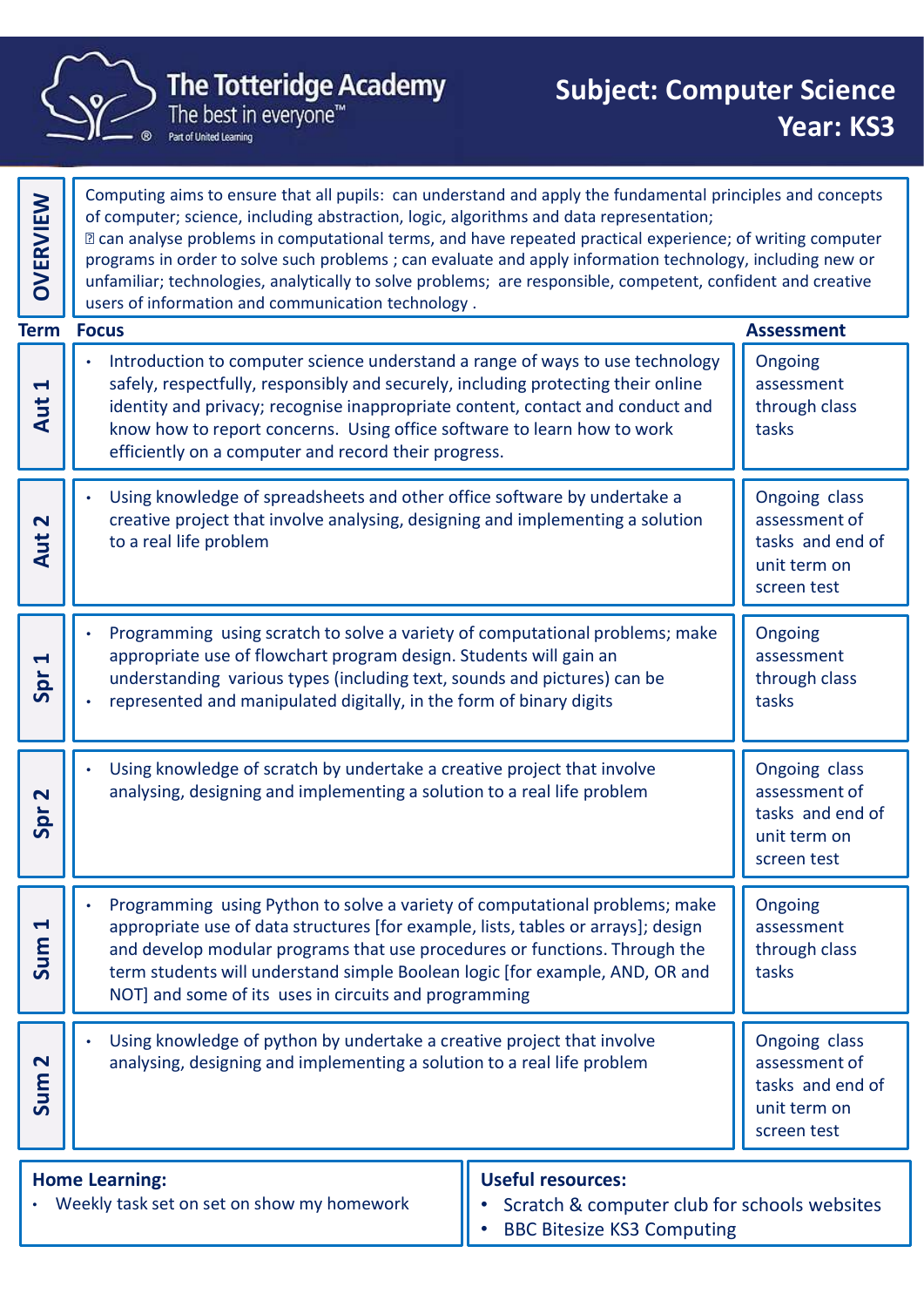# The Totteridge Academy

The best in everyone™

Part of United Learning

## Subject: Computer Science
## Year: KS3

**OVERVIEW**

Computing aims to ensure that all pupils: can understand and apply the fundamental principles and concepts of computer; science, including abstraction, logic, algorithms and data representation; can analyse problems in computational terms, and have repeated practical experience; of writing computer programs in order to solve such problems ; can evaluate and apply information technology, including new or unfamiliar; technologies, analytically to solve problems; are responsible, competent, confident and creative users of information and communication technology .

| Term | Focus | Assessment |
| --- | --- | --- |
| Aut 1 | • Introduction to computer science understand a range of ways to use technology safely, respectfully, responsibly and securely, including protecting their online identity and privacy; recognise inappropriate content, contact and conduct and know how to report concerns. Using office software to learn how to work efficiently on a computer and record their progress. | Ongoing assessment through class tasks |
| Aut 2 | • Using knowledge of spreadsheets and other office software by undertake a creative project that involve analysing, designing and implementing a solution to a real life problem | Ongoing class assessment of tasks and end of unit term on screen test |
| Spr 1 | • Programming using scratch to solve a variety of computational problems; make appropriate use of flowchart program design. Students will gain an understanding various types (including text, sounds and pictures) can be<br>• represented and manipulated digitally, in the form of binary digits | Ongoing assessment through class tasks |
| Spr 2 | • Using knowledge of scratch by undertake a creative project that involve analysing, designing and implementing a solution to a real life problem | Ongoing class assessment of tasks and end of unit term on screen test |
| Sum 1 | • Programming using Python to solve a variety of computational problems; make appropriate use of data structures [for example, lists, tables or arrays]; design and develop modular programs that use procedures or functions. Through the term students will understand simple Boolean logic [for example, AND, OR and NOT] and some of its uses in circuits and programming | Ongoing assessment through class tasks |
| Sum 2 | • Using knowledge of python by undertake a creative project that involve analysing, designing and implementing a solution to a real life problem | Ongoing class assessment of tasks and end of unit term on screen test |

**Home Learning:**

- Weekly task set on set on show my homework

**Useful resources:**

- Scratch & computer club for schools websites
- BBC Bitesize KS3 Computing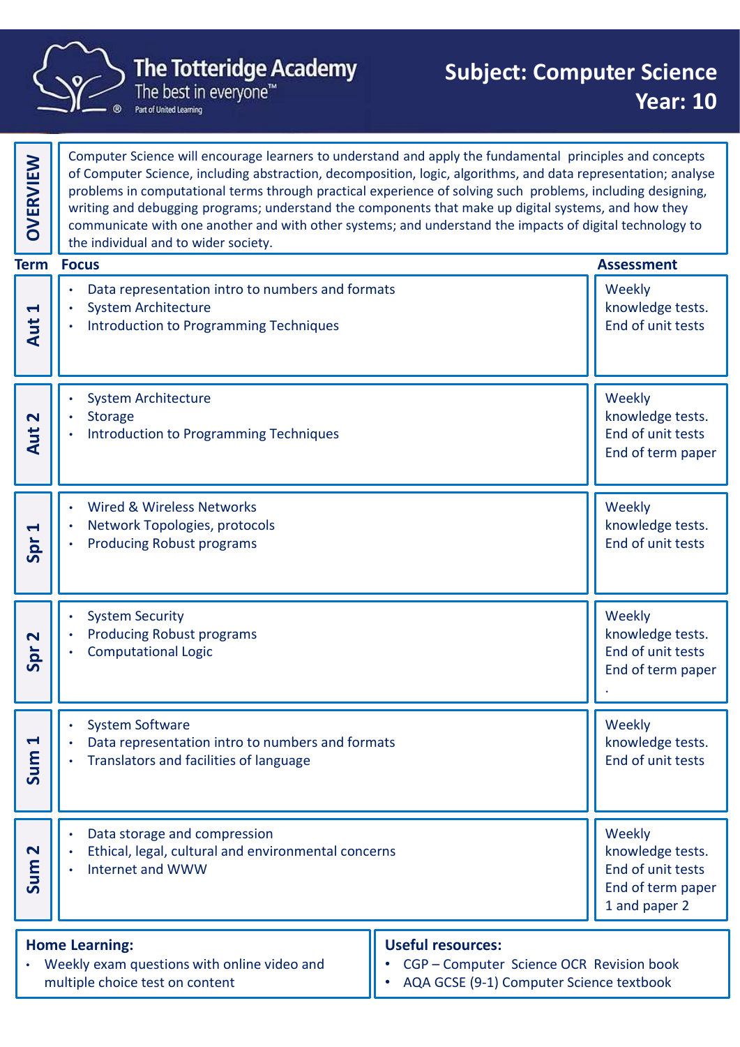# The Totteridge Academy

The best in everyone™

Part of United Learning

## Subject: Computer Science
## Year: 10

**OVERVIEW**

Computer Science will encourage learners to understand and apply the fundamental principles and concepts of Computer Science, including abstraction, decomposition, logic, algorithms, and data representation; analyse problems in computational terms through practical experience of solving such problems, including designing, writing and debugging programs; understand the components that make up digital systems, and how they communicate with one another and with other systems; and understand the impacts of digital technology to the individual and to wider society.

| Term | Focus | Assessment |
|---|---|---|
| Aut 1 | • Data representation intro to numbers and formats<br>• System Architecture<br>• Introduction to Programming Techniques | Weekly knowledge tests.<br>End of unit tests |
| Aut 2 | • System Architecture<br>• Storage<br>• Introduction to Programming Techniques | Weekly knowledge tests.<br>End of unit tests<br>End of term paper |
| Spr 1 | • Wired & Wireless Networks<br>• Network Topologies, protocols<br>• Producing Robust programs | Weekly knowledge tests.<br>End of unit tests |
| Spr 2 | • System Security<br>• Producing Robust programs<br>• Computational Logic | Weekly knowledge tests.<br>End of unit tests<br>End of term paper<br>. |
| Sum 1 | • System Software<br>• Data representation intro to numbers and formats<br>• Translators and facilities of language | Weekly knowledge tests.<br>End of unit tests |
| Sum 2 | • Data storage and compression<br>• Ethical, legal, cultural and environmental concerns<br>• Internet and WWW | Weekly knowledge tests.<br>End of unit tests<br>End of term paper 1 and paper 2 |

**Home Learning:**

- Weekly exam questions with online video and multiple choice test on content

**Useful resources:**

- CGP – Computer Science OCR Revision book
- AQA GCSE (9-1) Computer Science textbook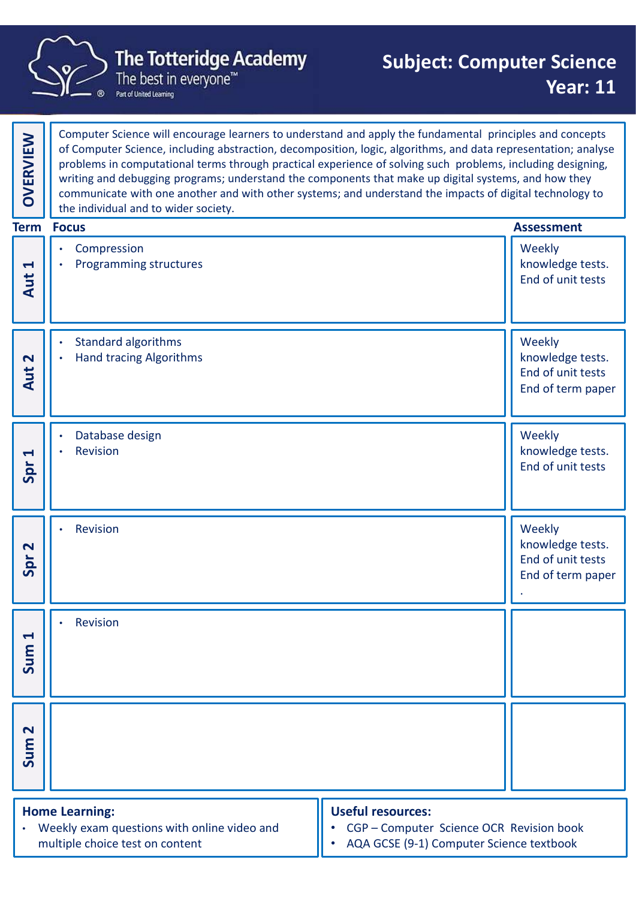# The Totteridge Academy

The best in everyone™

Part of United Learning

## Subject: Computer Science
## Year: 11

**OVERVIEW**

Computer Science will encourage learners to understand and apply the fundamental principles and concepts of Computer Science, including abstraction, decomposition, logic, algorithms, and data representation; analyse problems in computational terms through practical experience of solving such problems, including designing, writing and debugging programs; understand the components that make up digital systems, and how they communicate with one another and with other systems; and understand the impacts of digital technology to the individual and to wider society.

| Term | Focus | Assessment |
|---|---|---|
| Aut 1 | • Compression<br>• Programming structures | Weekly knowledge tests.<br>End of unit tests |
| Aut 2 | • Standard algorithms<br>• Hand tracing Algorithms | Weekly knowledge tests.<br>End of unit tests<br>End of term paper |
| Spr 1 | • Database design<br>• Revision | Weekly knowledge tests.<br>End of unit tests |
| Spr 2 | • Revision | Weekly knowledge tests.<br>End of unit tests<br>End of term paper<br>. |
| Sum 1 | • Revision | |
| Sum 2 | | |

**Home Learning:**

- Weekly exam questions with online video and multiple choice test on content

**Useful resources:**

- CGP – Computer Science OCR Revision book
- AQA GCSE (9-1) Computer Science textbook